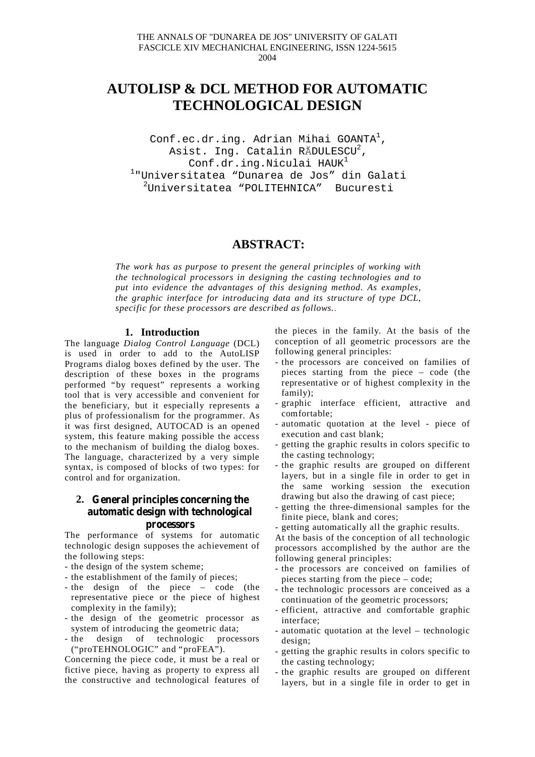THE ANNALS OF "DUNAREA DE JOS" UNIVERSITY OF GALATI
FASCICLE XIV MECHANICHAL ENGINEERING, ISSN 1224-5615
2004

# AUTOLISP & DCL METHOD FOR AUTOMATIC TECHNOLOGICAL DESIGN

Conf.ec.dr.ing. Adrian Mihai GOANTA[1],
Asist. Ing. Catalin RĂDULESCU[2],
Conf.dr.ing.Niculai HAUK[1]
[1]"Universitatea "Dunarea de Jos" din Galati
[2]Universitatea "POLITEHNICA" Bucuresti

## ABSTRACT:

*The work has as purpose to present the general principles of working with the technological processors in designing the casting technologies and to put into evidence the advantages of this designing method. As examples, the graphic interface for introducing data and its structure of type DCL, specific for these processors are described as follows..*

## 1. Introduction

The language *Dialog Control Language* (DCL) is used in order to add to the AutoLISP Programs dialog boxes defined by the user. The description of these boxes in the programs performed "by request" represents a working tool that is very accessible and convenient for the beneficiary, but it especially represents a plus of professionalism for the programmer. As it was first designed, AUTOCAD is an opened system, this feature making possible the access to the mechanism of building the dialog boxes. The language, characterized by a very simple syntax, is composed of blocks of two types: for control and for organization.

## 2. General principles concerning the automatic design with technological processors

The performance of systems for automatic technologic design supposes the achievement of the following steps:

- the design of the system scheme;
- the establishment of the family of pieces;
- the design of the piece – code (the representative piece or the piece of highest complexity in the family);
- the design of the geometric processor as system of introducing the geometric data;
- the design of technologic processors ("proTEHNOLOGIC" and "proFEA").

Concerning the piece code, it must be a real or fictive piece, having as property to express all the constructive and technological features of the pieces in the family. At the basis of the conception of all geometric processors are the following general principles:

- the processors are conceived on families of pieces starting from the piece – code (the representative or of highest complexity in the family);
- graphic interface efficient, attractive and comfortable;
- automatic quotation at the level - piece of execution and cast blank;
- getting the graphic results in colors specific to the casting technology;
- the graphic results are grouped on different layers, but in a single file in order to get in the same working session the execution drawing but also the drawing of cast piece;
- getting the three-dimensional samples for the finite piece, blank and cores;
- getting automatically all the graphic results.

At the basis of the conception of all technologic processors accomplished by the author are the following general principles:

- the processors are conceived on families of pieces starting from the piece – code;
- the technologic processors are conceived as a continuation of the geometric processors;
- efficient, attractive and comfortable graphic interface;
- automatic quotation at the level – technologic design;
- getting the graphic results in colors specific to the casting technology;
- the graphic results are grouped on different layers, but in a single file in order to get in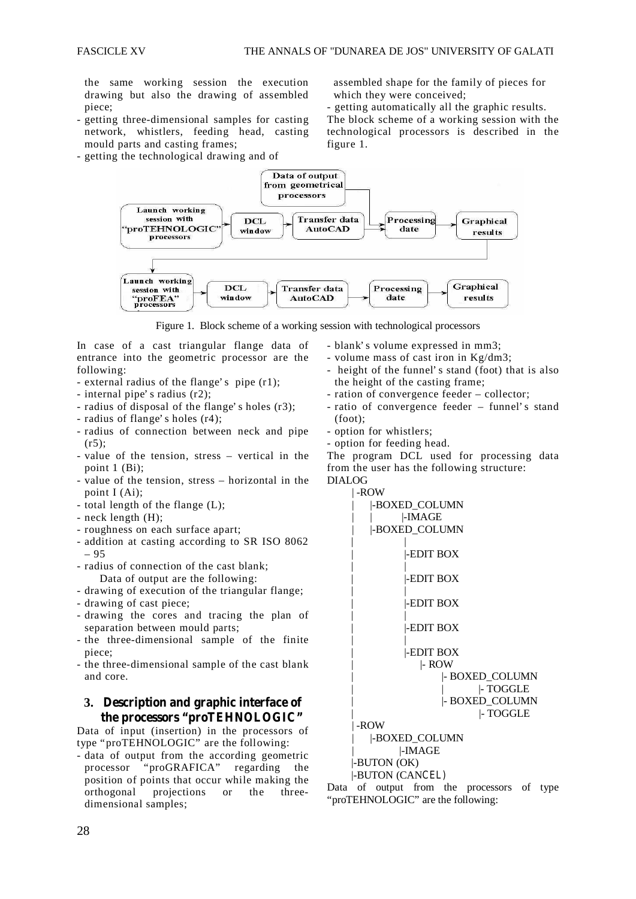the same working session the execution drawing but also the drawing of assembled piece;

- getting three-dimensional samples for casting network, whistlers, feeding head, casting mould parts and casting frames;
- getting the technological drawing and of assembled shape for the family of pieces for which they were conceived;
- getting automatically all the graphic results.

The block scheme of a working session with the technological processors is described in the figure 1.

Figure 1. Block scheme of a working session with technological processors

In case of a cast triangular flange data of entrance into the geometric processor are the following:

- external radius of the flange's pipe (r1);
- internal pipe's radius (r2);
- radius of disposal of the flange's holes (r3);
- radius of flange's holes (r4);
- radius of connection between neck and pipe (r5);
- value of the tension, stress – vertical in the point 1 (Bi);
- value of the tension, stress – horizontal in the point I (Ai);
- total length of the flange (L);
- neck length (H);
- roughness on each surface apart;
- addition at casting according to SR ISO 8062 – 95
- radius of connection of the cast blank;

Data of output are the following:

- drawing of execution of the triangular flange;
- drawing of cast piece;
- drawing the cores and tracing the plan of separation between mould parts;
- the three-dimensional sample of the finite piece;
- the three-dimensional sample of the cast blank and core.

## 3. Description and graphic interface of the processors "proTEHNOLOGIC"

Data of input (insertion) in the processors of type "proTEHNOLOGIC" are the following:

- data of output from the according geometric processor "proGRAFICA" regarding the position of points that occur while making the orthogonal projections or the three-dimensional samples;
- blank's volume expressed in mm3;
- volume mass of cast iron in Kg/dm3;
- height of the funnel's stand (foot) that is also the height of the casting frame;
- ration of convergence feeder – collector;
- ratio of convergence feeder – funnel's stand (foot);
- option for whistlers;
- option for feeding head.

The program DCL used for processing data from the user has the following structure:

```
DIALOG
   | -ROW
   |    |-BOXED_COLUMN
   |    |     |-IMAGE
   |    |-BOXED_COLUMN
   |          |
   |          |-EDIT BOX
   |          |
   |          |-EDIT BOX
   |          |
   |          |-EDIT BOX
   |          |
   |          |-EDIT BOX
   |          |
   |          |-EDIT BOX
   |             |- ROW
   |                  |- BOXED_COLUMN
   |                  |       |- TOGGLE
   |                  |- BOXED_COLUMN
   |                          |- TOGGLE
   | -ROW
   |    |-BOXED_COLUMN
   |          |-IMAGE
   |-BUTON (OK)
   |-BUTON (CANCEL)
```

Data of output from the processors of type "proTEHNOLOGIC" are the following: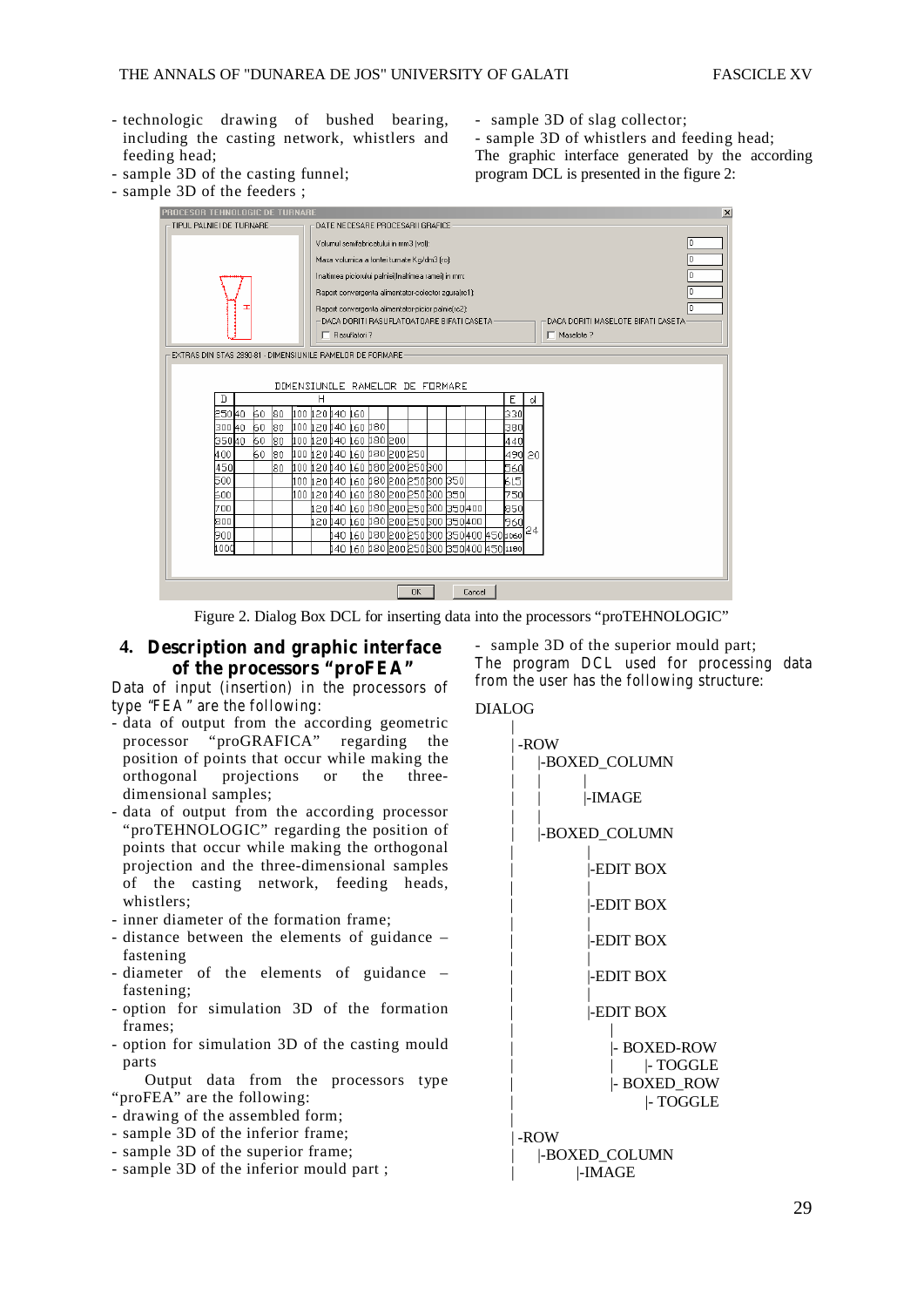- technologic drawing of bushed bearing, including the casting network, whistlers and feeding head;
- sample 3D of the casting funnel;
- sample 3D of the feeders ;
- sample 3D of slag collector;
- sample 3D of whistlers and feeding head;

The graphic interface generated by the according program DCL is presented in the figure 2:

Figure 2. Dialog Box DCL for inserting data into the processors "proTEHNOLOGIC"

## 4. Description and graphic interface of the processors "proFEA"

Data of input (insertion) in the processors of type "FEA" are the following:

- data of output from the according geometric processor "proGRAFICA" regarding the position of points that occur while making the orthogonal projections or the three-dimensional samples;
- data of output from the according processor "proTEHNOLOGIC" regarding the position of points that occur while making the orthogonal projection and the three-dimensional samples of the casting network, feeding heads, whistlers;
- inner diameter of the formation frame;
- distance between the elements of guidance – fastening
- diameter of the elements of guidance – fastening;
- option for simulation 3D of the formation frames;
- option for simulation 3D of the casting mould parts

Output data from the processors type "proFEA" are the following:

- drawing of the assembled form;
- sample 3D of the inferior frame;
- sample 3D of the superior frame;
- sample 3D of the inferior mould part ;
- sample 3D of the superior mould part;

The program DCL used for processing data from the user has the following structure:

```
DIALOG
  |
  |-ROW
  |   |-BOXED_COLUMN
  |   |      |
  |   |      |-IMAGE
  |   |
  |   |-BOXED_COLUMN
  |          |
  |          |-EDIT BOX
  |          |
  |          |-EDIT BOX
  |          |
  |          |-EDIT BOX
  |          |
  |          |-EDIT BOX
  |          |
  |          |-EDIT BOX
  |              |
  |              |- BOXED-ROW
  |              |     |- TOGGLE
  |              |- BOXED_ROW
  |                    |- TOGGLE
  |
  |-ROW
  |   |-BOXED_COLUMN
  |          |-IMAGE
```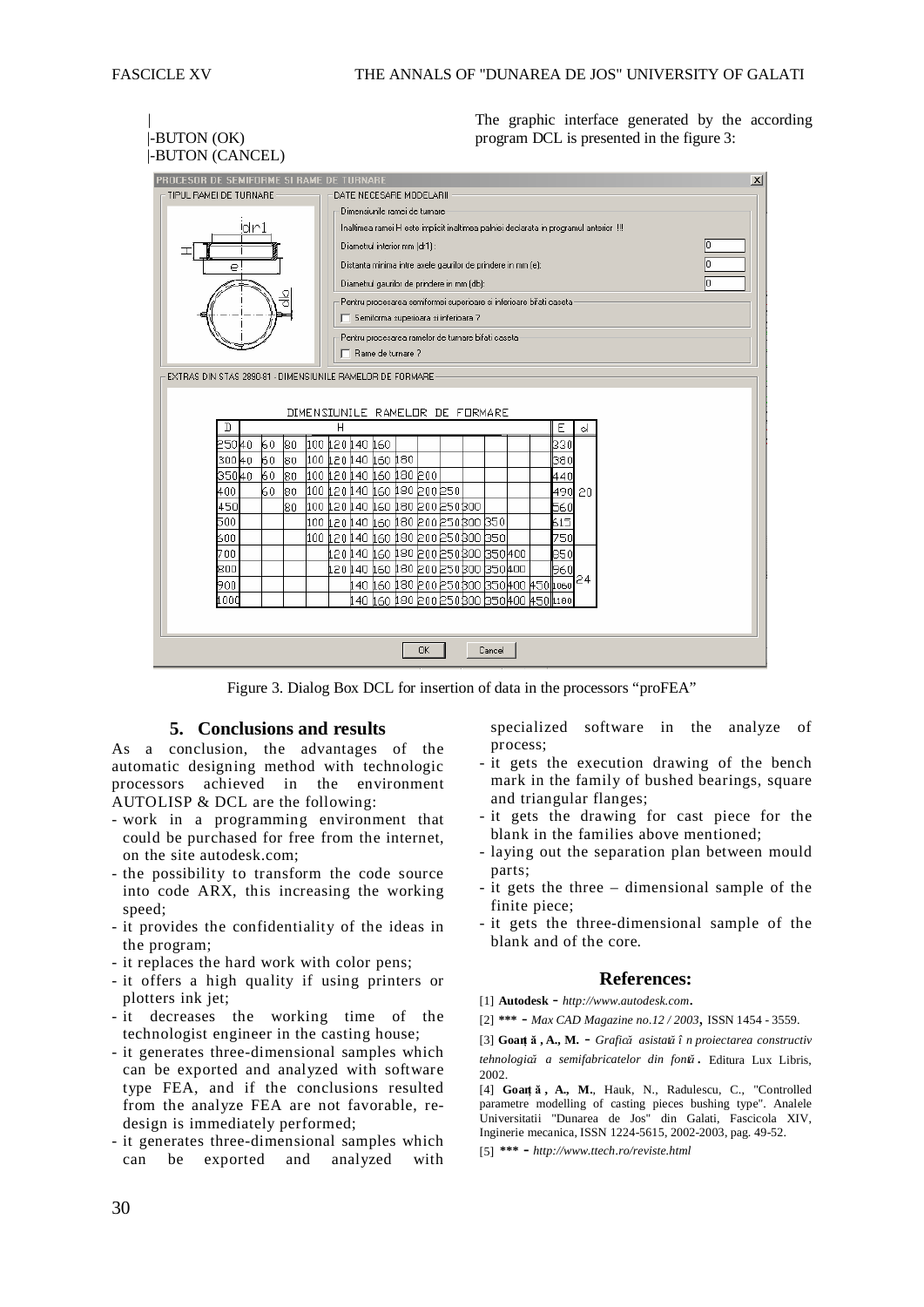|
|-BUTON (OK)
|-BUTON (CANCEL)

The graphic interface generated by the according program DCL is presented in the figure 3:

PROCESOR DE SEMIFORME SI RAME DE TURNARE

TIPUL RAMEI DE TURNARE

DATE NECESARE MODELARII

Dimensiunile ramei de turnare

Inaltimea ramei H este implicit inaltmea pahiei declarata in programul anterior !!!

Diametrul interior mm (dr1) : 0

Distanta minima intre axele gaurilor de prindere in mm (e): 0

Diametrul gaurilor de prindere in mm (db): 0

Pentru procesarea semiformei superioare si inferioare bifati caseta

Semiforma superioara si inferioara ?

Pentru procesarea ramelor de turnare bifati caseta

Rame de turnare ?

EXTRAS DIN STAS 2890-81 - DIMENSIUNILE RAMELOR DE FORMARE

DIMENSIUNILE RAMELOR DE FORMARE

| D | H | | | | | | | | | | | | | | E | d |
|---|---|---|---|---|---|---|---|---|---|---|---|---|---|---|---|---|
| 250 | 40 | 60 | 80 | 100 | 120 | 140 | 160 | | | | | | | | 330 | |
| 300 | 40 | 60 | 80 | 100 | 120 | 140 | 160 | 180 | | | | | | | 380 | |
| 350 | 40 | 60 | 80 | 100 | 120 | 140 | 160 | 180 | 200 | | | | | | 440 | |
| 400 | | 60 | 80 | 100 | 120 | 140 | 160 | 180 | 200 | 250 | | | | | 490 | 20 |
| 450 | | | 80 | 100 | 120 | 140 | 160 | 180 | 200 | 250 | 300 | | | | 560 | |
| 500 | | | | 100 | 120 | 140 | 160 | 180 | 200 | 250 | 300 | 350 | | | 615 | |
| 600 | | | | 100 | 120 | 140 | 160 | 180 | 200 | 250 | 300 | 350 | | | 750 | |
| 700 | | | | | 120 | 140 | 160 | 180 | 200 | 250 | 300 | 350 | 400 | | 850 | |
| 800 | | | | | 120 | 140 | 160 | 180 | 200 | 250 | 300 | 350 | 400 | | 960 | 24 |
| 900 | | | | | | 140 | 160 | 180 | 200 | 250 | 300 | 350 | 400 | 450 | 1060 | |
| 1000 | | | | | | 140 | 160 | 180 | 200 | 250 | 300 | 350 | 400 | 450 | 1180 | |

OK Cancel

Figure 3. Dialog Box DCL for insertion of data in the processors "proFEA"

## 5. Conclusions and results

As a conclusion, the advantages of the automatic designing method with technologic processors achieved in the environment AUTOLISP & DCL are the following:

- work in a programming environment that could be purchased for free from the internet, on the site autodesk.com;
- the possibility to transform the code source into code ARX, this increasing the working speed;
- it provides the confidentiality of the ideas in the program;
- it replaces the hard work with color pens;
- it offers a high quality if using printers or plotters ink jet;
- it decreases the working time of the technologist engineer in the casting house;
- it generates three-dimensional samples which can be exported and analyzed with software type FEA, and if the conclusions resulted from the analyze FEA are not favorable, re-design is immediately performed;
- it generates three-dimensional samples which can be exported and analyzed with specialized software in the analyze of process;
- it gets the execution drawing of the bench mark in the family of bushed bearings, square and triangular flanges;
- it gets the drawing for cast piece for the blank in the families above mentioned;
- laying out the separation plan between mould parts;
- it gets the three – dimensional sample of the finite piece;
- it gets the three-dimensional sample of the blank and of the core.

## References:

[1] **Autodesk** - *http://www.autodesk.com*.

[2] **\*\*\*** - *Max CAD Magazine no.12 / 2003*, ISSN 1454 - 3559.

[3] **Goanţă, A., M.** - *Grafică asistată în proiectarea constructiv tehnologică a semifabricatelor din fontă*. Editura Lux Libris, 2002.

[4] **Goanţă, A., M.**, Hauk, N., Radulescu, C., "Controlled parametre modelling of casting pieces bushing type". Analele Universitatii "Dunarea de Jos" din Galati, Fascicola XIV, Inginerie mecanica, ISSN 1224-5615, 2002-2003, pag. 49-52.

[5] **\*\*\*** - *http://www.ttech.ro/reviste.html*